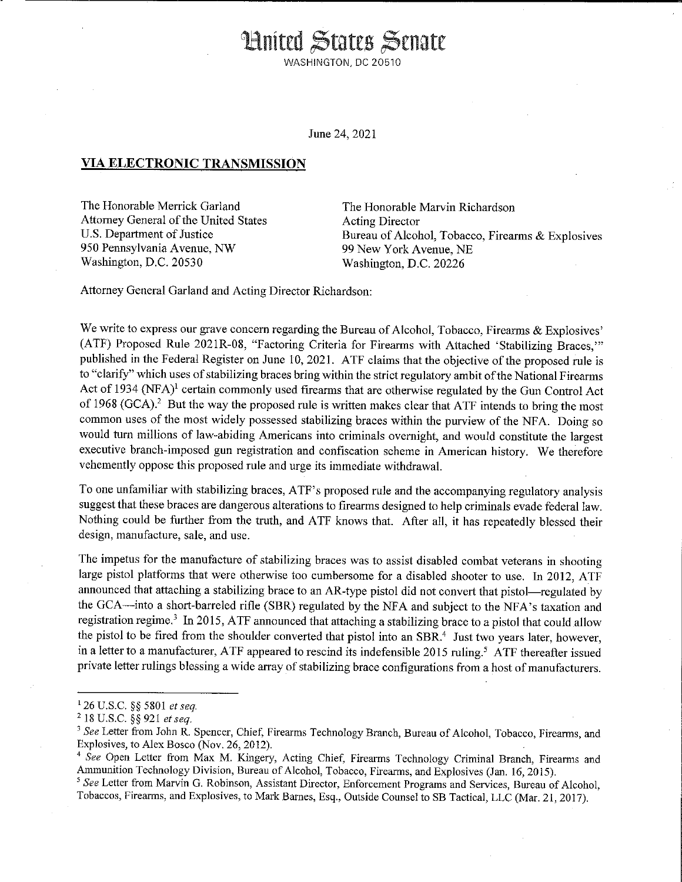# United States Senate

WASHINGTON, DC 20510

June 24, 2021

**VIA ELECTRONIC TRANSMISSION**

The Honorable Merrick Garland
Attorney General of the United States
U.S. Department of Justice
950 Pennsylvania Avenue, NW
Washington, D.C. 20530

The Honorable Marvin Richardson
Acting Director
Bureau of Alcohol, Tobacco, Firearms & Explosives
99 New York Avenue, NE
Washington, D.C. 20226

Attorney General Garland and Acting Director Richardson:

We write to express our grave concern regarding the Bureau of Alcohol, Tobacco, Firearms & Explosives' (ATF) Proposed Rule 2021R-08, "Factoring Criteria for Firearms with Attached 'Stabilizing Braces,'" published in the Federal Register on June 10, 2021. ATF claims that the objective of the proposed rule is to "clarify" which uses of stabilizing braces bring within the strict regulatory ambit of the National Firearms Act of 1934 (NFA)[1] certain commonly used firearms that are otherwise regulated by the Gun Control Act of 1968 (GCA).[2] But the way the proposed rule is written makes clear that ATF intends to bring the most common uses of the most widely possessed stabilizing braces within the purview of the NFA. Doing so would turn millions of law-abiding Americans into criminals overnight, and would constitute the largest executive branch-imposed gun registration and confiscation scheme in American history. We therefore vehemently oppose this proposed rule and urge its immediate withdrawal.

To one unfamiliar with stabilizing braces, ATF's proposed rule and the accompanying regulatory analysis suggest that these braces are dangerous alterations to firearms designed to help criminals evade federal law. Nothing could be further from the truth, and ATF knows that. After all, it has repeatedly blessed their design, manufacture, sale, and use.

The impetus for the manufacture of stabilizing braces was to assist disabled combat veterans in shooting large pistol platforms that were otherwise too cumbersome for a disabled shooter to use. In 2012, ATF announced that attaching a stabilizing brace to an AR-type pistol did not convert that pistol—regulated by the GCA—into a short-barreled rifle (SBR) regulated by the NFA and subject to the NFA's taxation and registration regime.[3] In 2015, ATF announced that attaching a stabilizing brace to a pistol that could allow the pistol to be fired from the shoulder converted that pistol into an SBR.[4] Just two years later, however, in a letter to a manufacturer, ATF appeared to rescind its indefensible 2015 ruling.[5] ATF thereafter issued private letter rulings blessing a wide array of stabilizing brace configurations from a host of manufacturers.

---

[1] 26 U.S.C. §§ 5801 *et seq.*

[2] 18 U.S.C. §§ 921 *et seq.*

[3] *See* Letter from John R. Spencer, Chief, Firearms Technology Branch, Bureau of Alcohol, Tobacco, Firearms, and Explosives, to Alex Bosco (Nov. 26, 2012).

[4] *See* Open Letter from Max M. Kingery, Acting Chief, Firearms Technology Criminal Branch, Firearms and Ammunition Technology Division, Bureau of Alcohol, Tobacco, Firearms, and Explosives (Jan. 16, 2015).

[5] *See* Letter from Marvin G. Robinson, Assistant Director, Enforcement Programs and Services, Bureau of Alcohol, Tobaccos, Firearms, and Explosives, to Mark Barnes, Esq., Outside Counsel to SB Tactical, LLC (Mar. 21, 2017).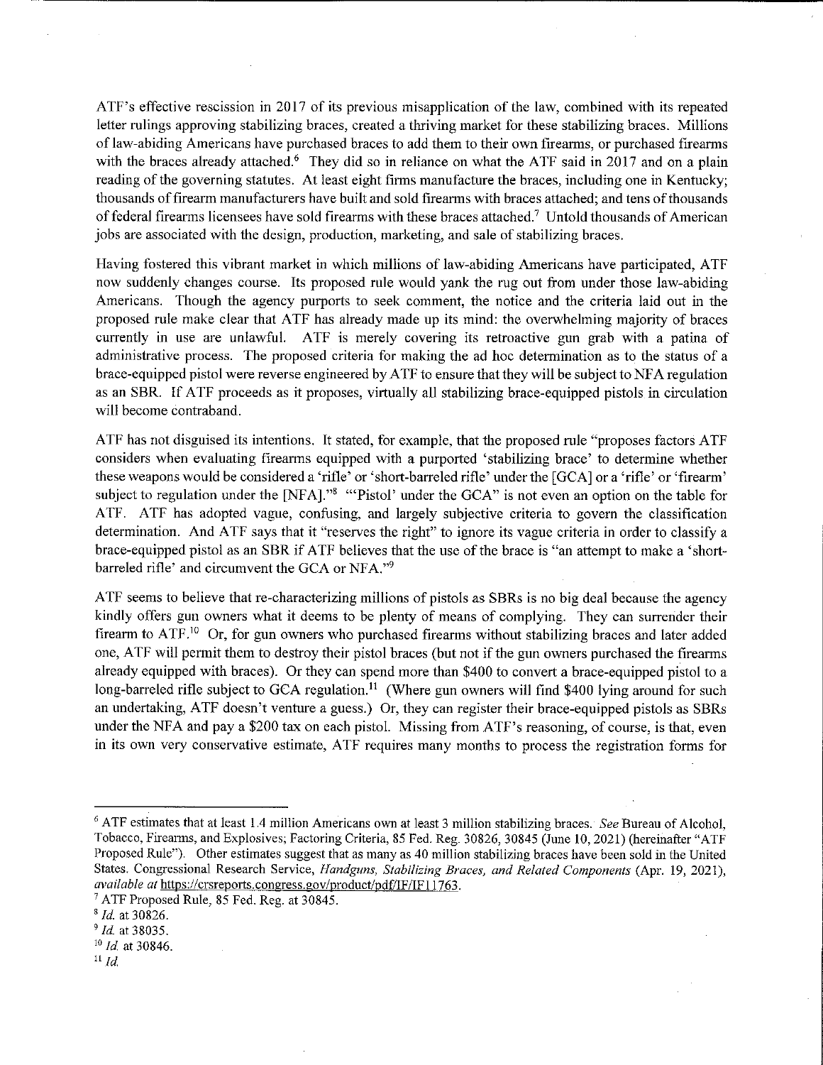ATF's effective rescission in 2017 of its previous misapplication of the law, combined with its repeated letter rulings approving stabilizing braces, created a thriving market for these stabilizing braces. Millions of law-abiding Americans have purchased braces to add them to their own firearms, or purchased firearms with the braces already attached.[6] They did so in reliance on what the ATF said in 2017 and on a plain reading of the governing statutes. At least eight firms manufacture the braces, including one in Kentucky; thousands of firearm manufacturers have built and sold firearms with braces attached; and tens of thousands of federal firearms licensees have sold firearms with these braces attached.[7] Untold thousands of American jobs are associated with the design, production, marketing, and sale of stabilizing braces.

Having fostered this vibrant market in which millions of law-abiding Americans have participated, ATF now suddenly changes course. Its proposed rule would yank the rug out from under those law-abiding Americans. Though the agency purports to seek comment, the notice and the criteria laid out in the proposed rule make clear that ATF has already made up its mind: the overwhelming majority of braces currently in use are unlawful. ATF is merely covering its retroactive gun grab with a patina of administrative process. The proposed criteria for making the ad hoc determination as to the status of a brace-equipped pistol were reverse engineered by ATF to ensure that they will be subject to NFA regulation as an SBR. If ATF proceeds as it proposes, virtually all stabilizing brace-equipped pistols in circulation will become contraband.

ATF has not disguised its intentions. It stated, for example, that the proposed rule "proposes factors ATF considers when evaluating firearms equipped with a purported 'stabilizing brace' to determine whether these weapons would be considered a 'rifle' or 'short-barreled rifle' under the [GCA] or a 'rifle' or 'firearm' subject to regulation under the [NFA]."[8] "'Pistol' under the GCA" is not even an option on the table for ATF. ATF has adopted vague, confusing, and largely subjective criteria to govern the classification determination. And ATF says that it "reserves the right" to ignore its vague criteria in order to classify a brace-equipped pistol as an SBR if ATF believes that the use of the brace is "an attempt to make a 'short-barreled rifle' and circumvent the GCA or NFA."[9]

ATF seems to believe that re-characterizing millions of pistols as SBRs is no big deal because the agency kindly offers gun owners what it deems to be plenty of means of complying. They can surrender their firearm to ATF.[10] Or, for gun owners who purchased firearms without stabilizing braces and later added one, ATF will permit them to destroy their pistol braces (but not if the gun owners purchased the firearms already equipped with braces). Or they can spend more than $400 to convert a brace-equipped pistol to a long-barreled rifle subject to GCA regulation.[11] (Where gun owners will find $400 lying around for such an undertaking, ATF doesn't venture a guess.) Or, they can register their brace-equipped pistols as SBRs under the NFA and pay a $200 tax on each pistol. Missing from ATF's reasoning, of course, is that, even in its own very conservative estimate, ATF requires many months to process the registration forms for

---

[6] ATF estimates that at least 1.4 million Americans own at least 3 million stabilizing braces. *See* Bureau of Alcohol, Tobacco, Firearms, and Explosives; Factoring Criteria, 85 Fed. Reg. 30826, 30845 (June 10, 2021) (hereinafter "ATF Proposed Rule"). Other estimates suggest that as many as 40 million stabilizing braces have been sold in the United States. Congressional Research Service, *Handguns, Stabilizing Braces, and Related Components* (Apr. 19, 2021), *available at* https://crsreports.congress.gov/product/pdf/IF/IF11763.

[7] ATF Proposed Rule, 85 Fed. Reg. at 30845.

[8] *Id.* at 30826.

[9] *Id.* at 38035.

[10] *Id.* at 30846.

[11] *Id.*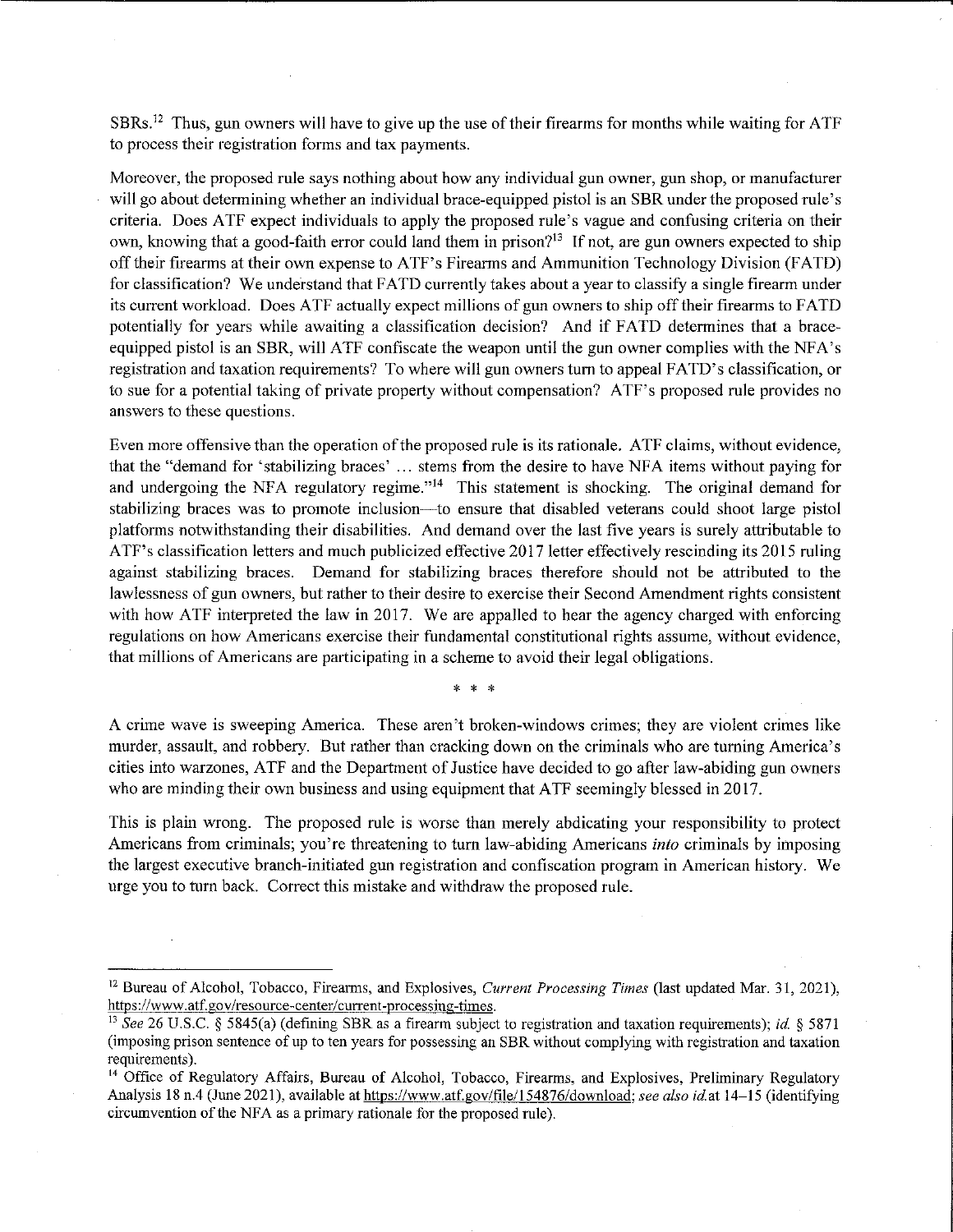SBRs.[12] Thus, gun owners will have to give up the use of their firearms for months while waiting for ATF to process their registration forms and tax payments.

Moreover, the proposed rule says nothing about how any individual gun owner, gun shop, or manufacturer will go about determining whether an individual brace-equipped pistol is an SBR under the proposed rule's criteria. Does ATF expect individuals to apply the proposed rule's vague and confusing criteria on their own, knowing that a good-faith error could land them in prison?[13] If not, are gun owners expected to ship off their firearms at their own expense to ATF's Firearms and Ammunition Technology Division (FATD) for classification? We understand that FATD currently takes about a year to classify a single firearm under its current workload. Does ATF actually expect millions of gun owners to ship off their firearms to FATD potentially for years while awaiting a classification decision? And if FATD determines that a brace-equipped pistol is an SBR, will ATF confiscate the weapon until the gun owner complies with the NFA's registration and taxation requirements? To where will gun owners turn to appeal FATD's classification, or to sue for a potential taking of private property without compensation? ATF's proposed rule provides no answers to these questions.

Even more offensive than the operation of the proposed rule is its rationale. ATF claims, without evidence, that the "demand for 'stabilizing braces' ... stems from the desire to have NFA items without paying for and undergoing the NFA regulatory regime."[14] This statement is shocking. The original demand for stabilizing braces was to promote inclusion—to ensure that disabled veterans could shoot large pistol platforms notwithstanding their disabilities. And demand over the last five years is surely attributable to ATF's classification letters and much publicized effective 2017 letter effectively rescinding its 2015 ruling against stabilizing braces. Demand for stabilizing braces therefore should not be attributed to the lawlessness of gun owners, but rather to their desire to exercise their Second Amendment rights consistent with how ATF interpreted the law in 2017. We are appalled to hear the agency charged with enforcing regulations on how Americans exercise their fundamental constitutional rights assume, without evidence, that millions of Americans are participating in a scheme to avoid their legal obligations.

\* \* \*

A crime wave is sweeping America. These aren't broken-windows crimes; they are violent crimes like murder, assault, and robbery. But rather than cracking down on the criminals who are turning America's cities into warzones, ATF and the Department of Justice have decided to go after law-abiding gun owners who are minding their own business and using equipment that ATF seemingly blessed in 2017.

This is plain wrong. The proposed rule is worse than merely abdicating your responsibility to protect Americans from criminals; you're threatening to turn law-abiding Americans *into* criminals by imposing the largest executive branch-initiated gun registration and confiscation program in American history. We urge you to turn back. Correct this mistake and withdraw the proposed rule.

---

[12] Bureau of Alcohol, Tobacco, Firearms, and Explosives, *Current Processing Times* (last updated Mar. 31, 2021), https://www.atf.gov/resource-center/current-processing-times.

[13] *See* 26 U.S.C. § 5845(a) (defining SBR as a firearm subject to registration and taxation requirements); *id.* § 5871 (imposing prison sentence of up to ten years for possessing an SBR without complying with registration and taxation requirements).

[14] Office of Regulatory Affairs, Bureau of Alcohol, Tobacco, Firearms, and Explosives, Preliminary Regulatory Analysis 18 n.4 (June 2021), available at https://www.atf.gov/file/154876/download; *see also id.* at 14–15 (identifying circumvention of the NFA as a primary rationale for the proposed rule).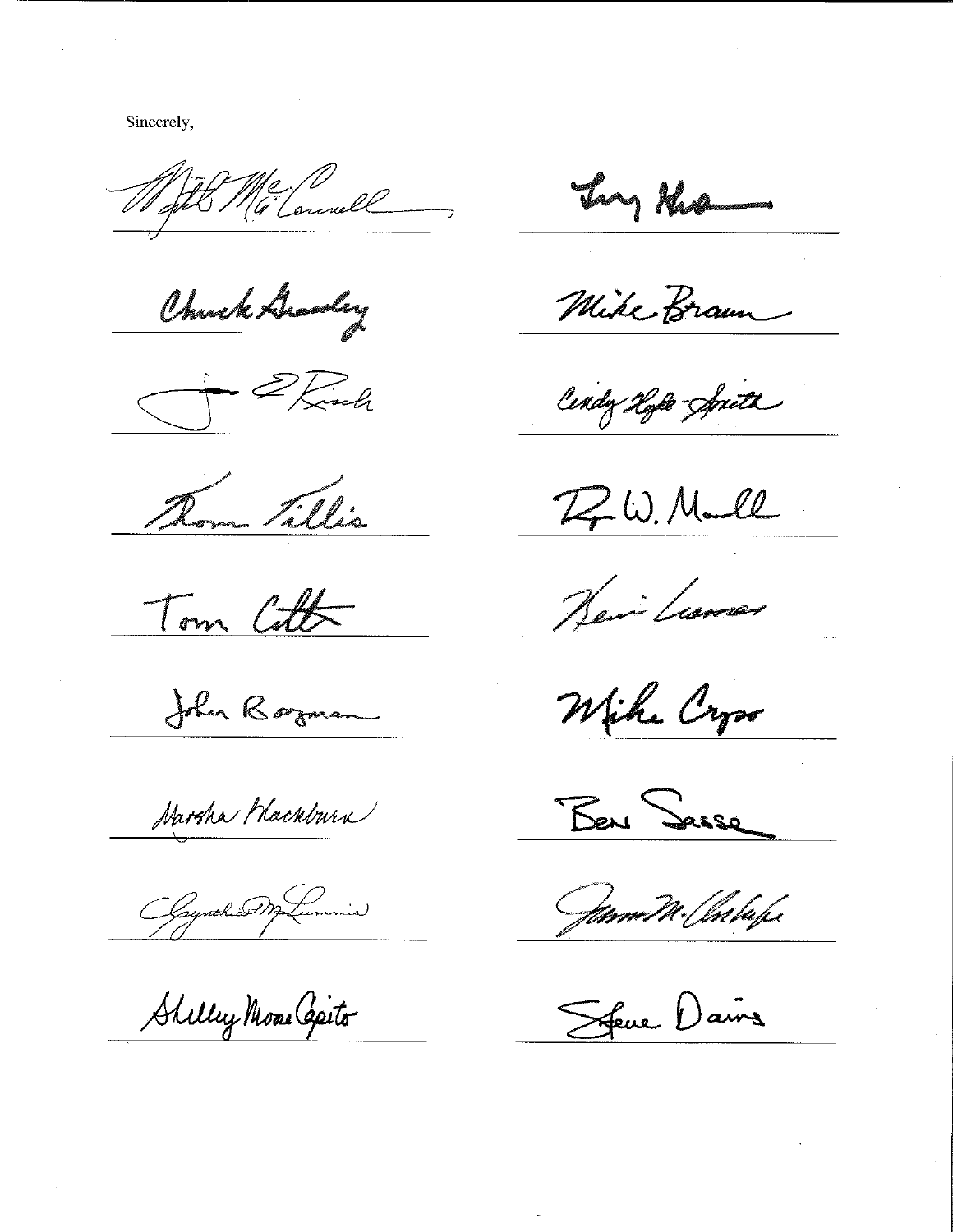Sincerely,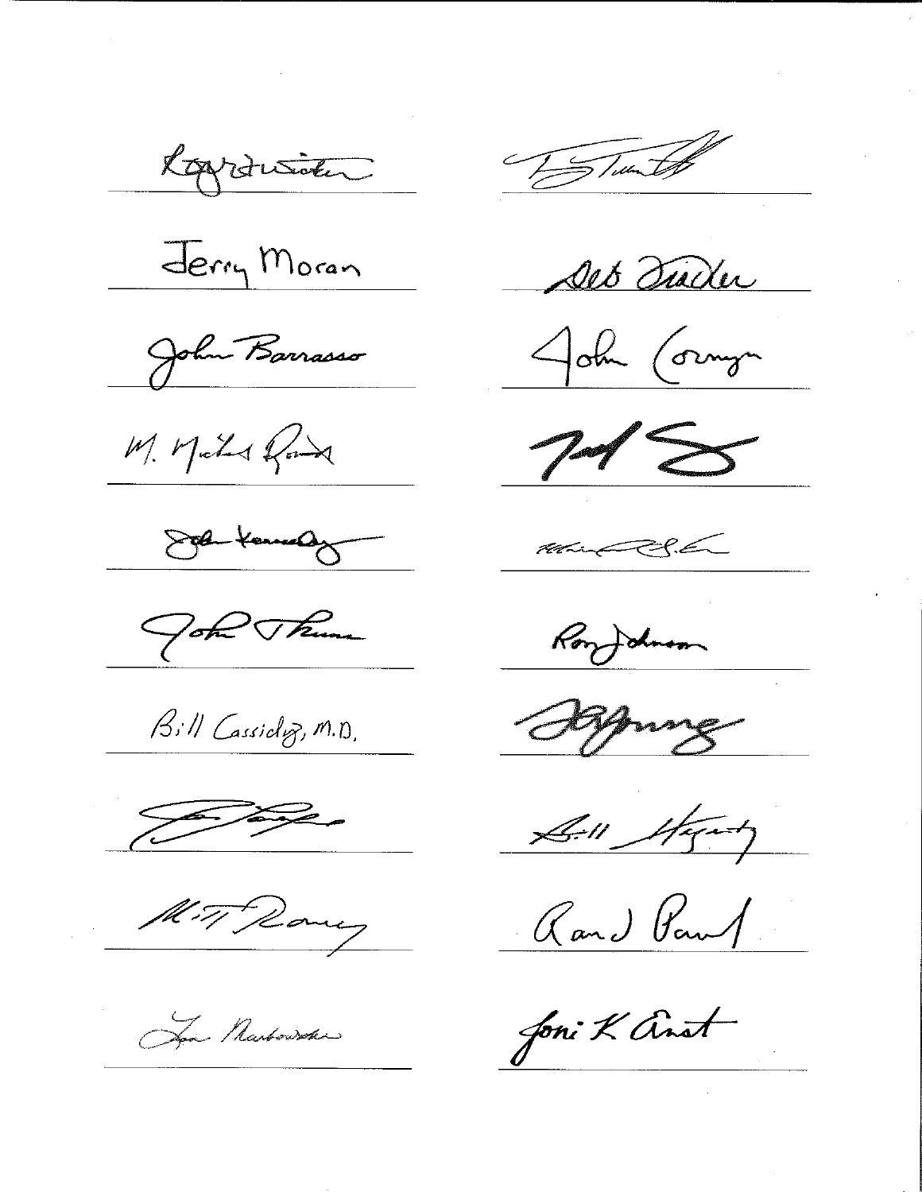Roger Wicker

[signature]

Jerry Moran

Deb Fischer

John Barrasso

John Cornyn

M. Michael Rounds

[signature]

John Kennedy

[signature]

John Thune

Ron Johnson

Bill Cassidy, M.D.

Todd Young

[signature]

Bill Hagerty

Mitt Romney

Rand Paul

Lisa Murkowski

Joni K Ernst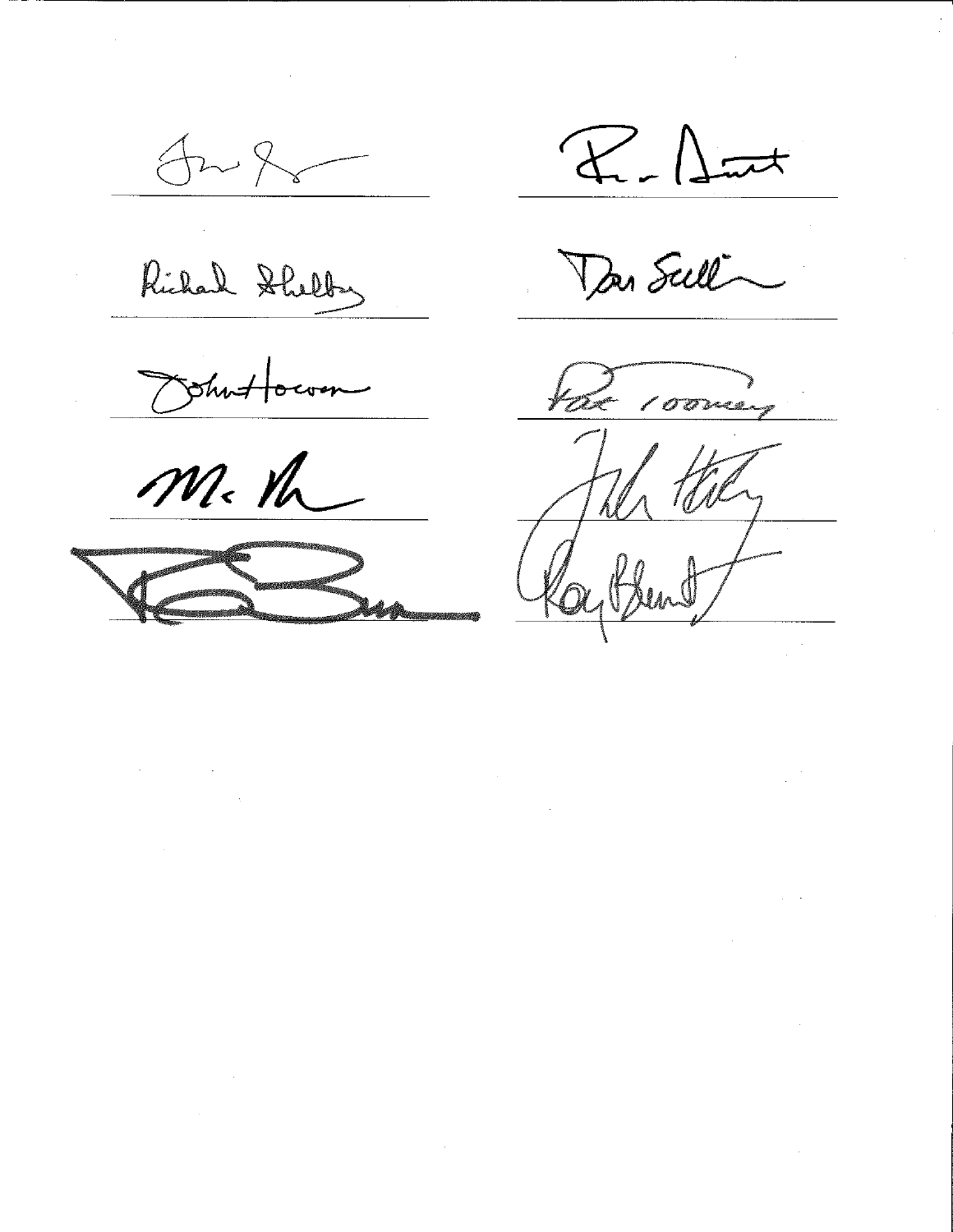Richard Shelby

Dan Sullivan

John Hoeven

Pat Toomey

Roy Blunt